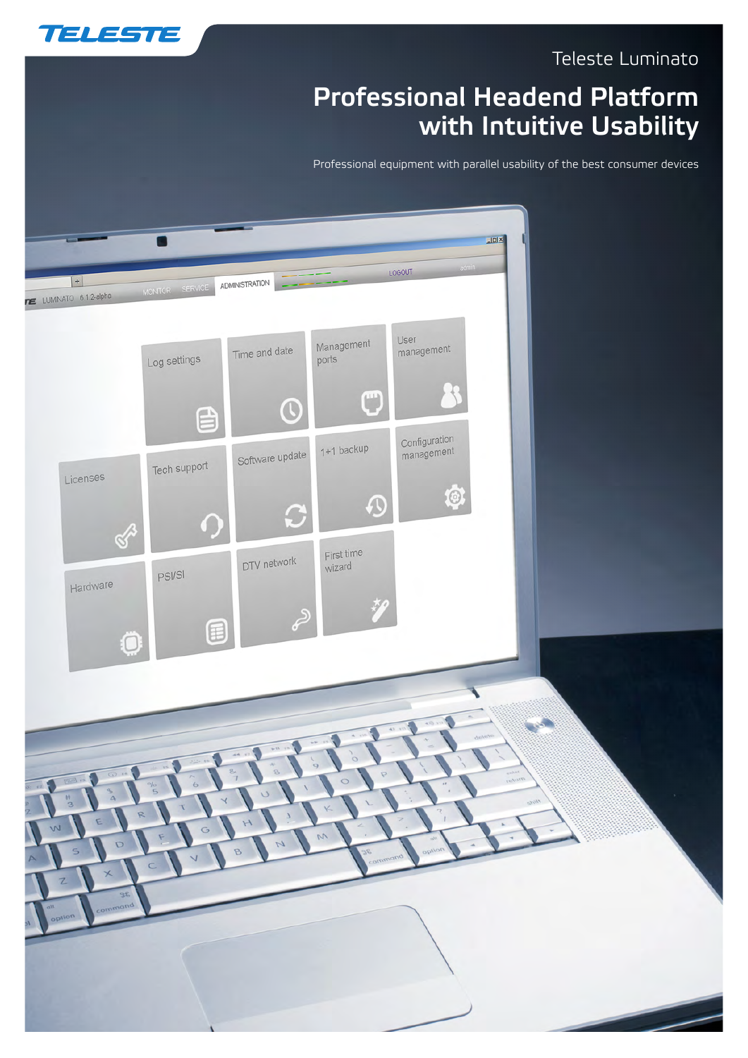TELESTE

Teleste Luminato

# Professional Headend Platform with Intuitive Usability

Professional equipment with parallel usability of the best consumer devices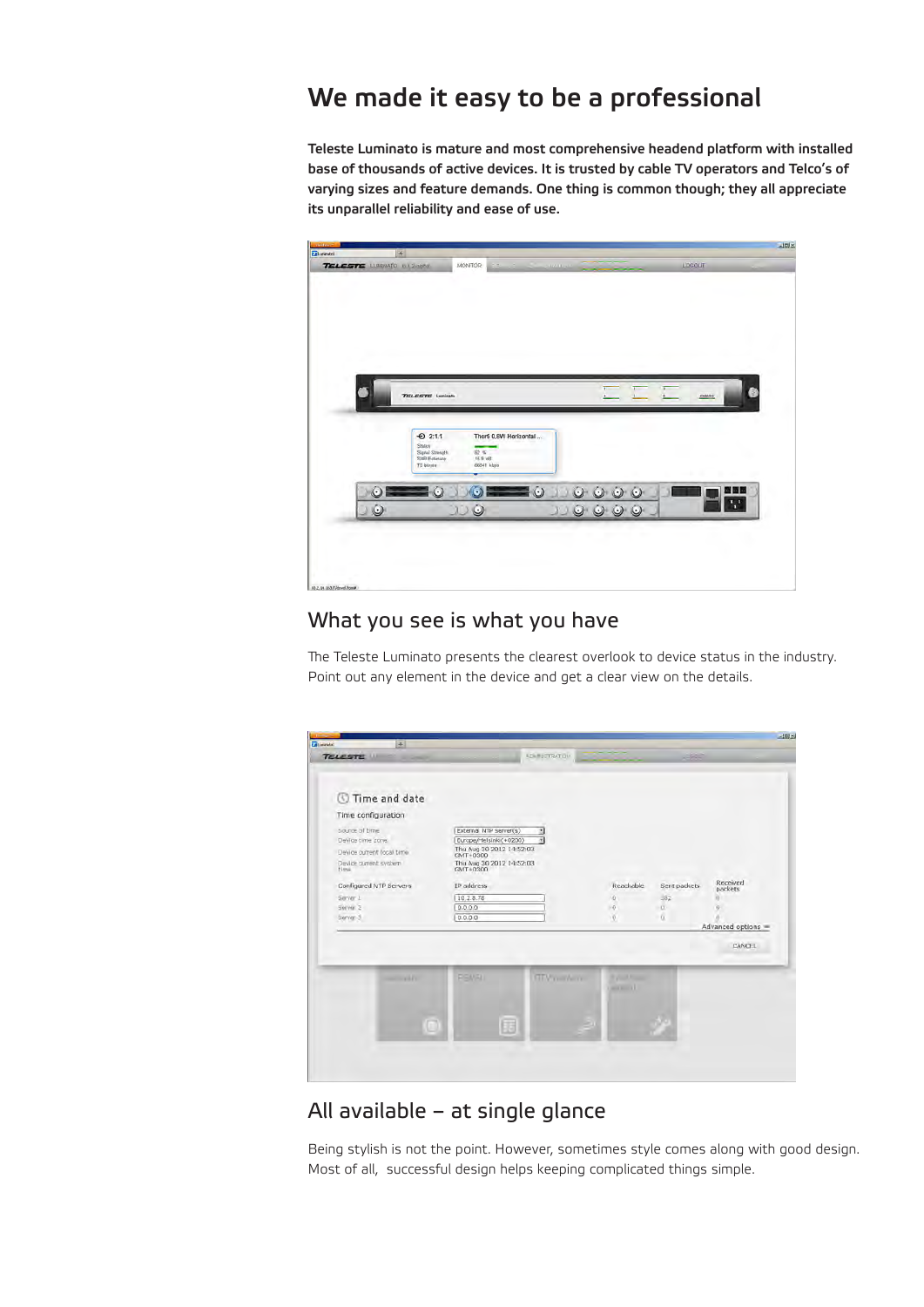# We made it easy to be a professional

**Teleste Luminato is mature and most comprehensive headend platform with installed base of thousands of active devices. It is trusted by cable TV operators and Telco's of varying sizes and feature demands. One thing is common though; they all appreciate its unparallel reliability and ease of use.**

## What you see is what you have

The Teleste Luminato presents the clearest overlook to device status in the industry. Point out any element in the device and get a clear view on the details.

## All available – at single glance

Being stylish is not the point. However, sometimes style comes along with good design. Most of all, successful design helps keeping complicated things simple.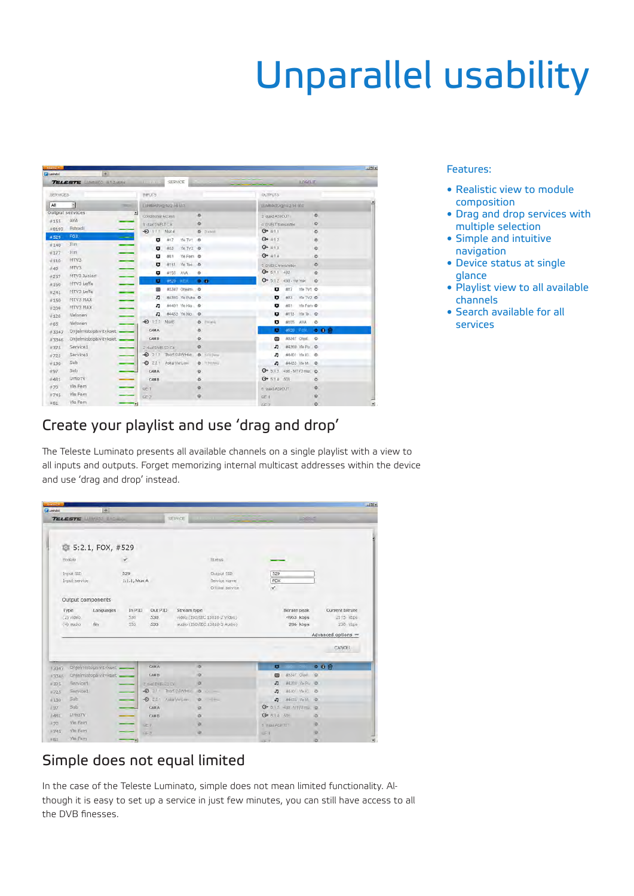# Unparallel usability

Features:

- Realistic view to module composition
- Drag and drop services with multiple selection
- Simple and intuitive navigation
- Device status at single glance
- Playlist view to all available channels
- Search available for all services

## Create your playlist and use 'drag and drop'

The Teleste Luminato presents all available channels on a single playlist with a view to all inputs and outputs. Forget memorizing internal multicast addresses within the device and use 'drag and drop' instead.

## Simple does not equal limited

In the case of the Teleste Luminato, simple does not mean limited functionality. Although it is easy to set up a service in just few minutes, you can still have access to all the DVB finesses.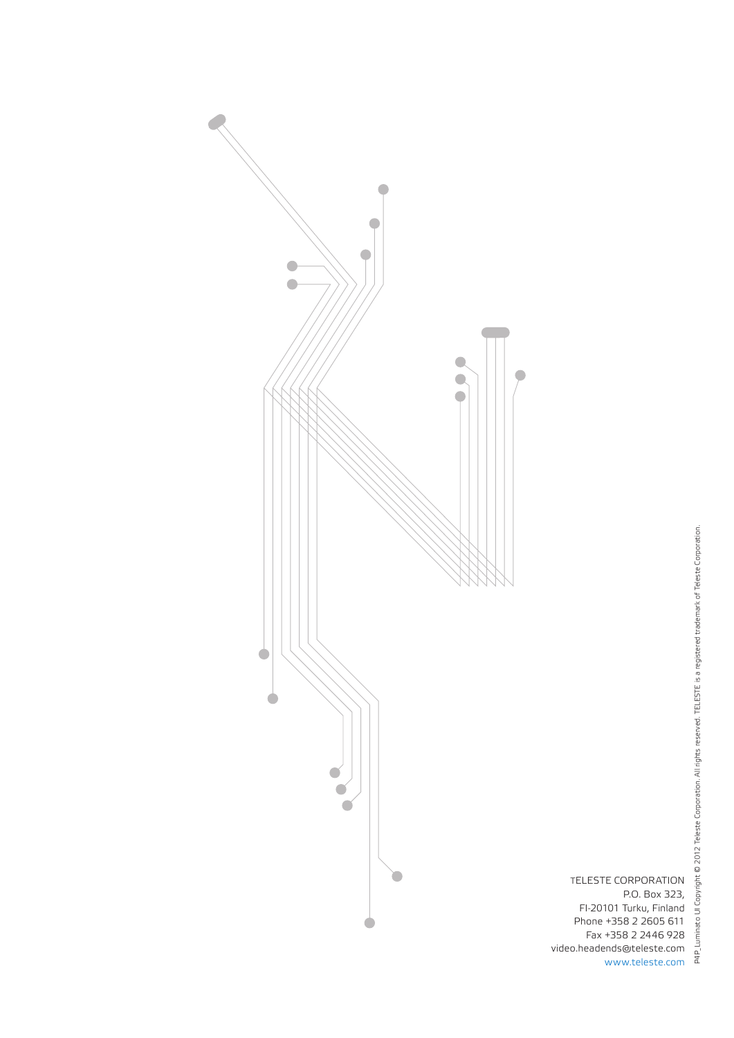TELESTE CORPORATION
P.O. Box 323,
FI-20101 Turku, Finland
Phone +358 2 2605 611
Fax +358 2 2446 928
video.headends@teleste.com
www.teleste.com

P4P_Luminato UI Copyright © 2012 Teleste Corporation. All rights reserved. TELESTE is a registered trademark of Teleste Corporation.